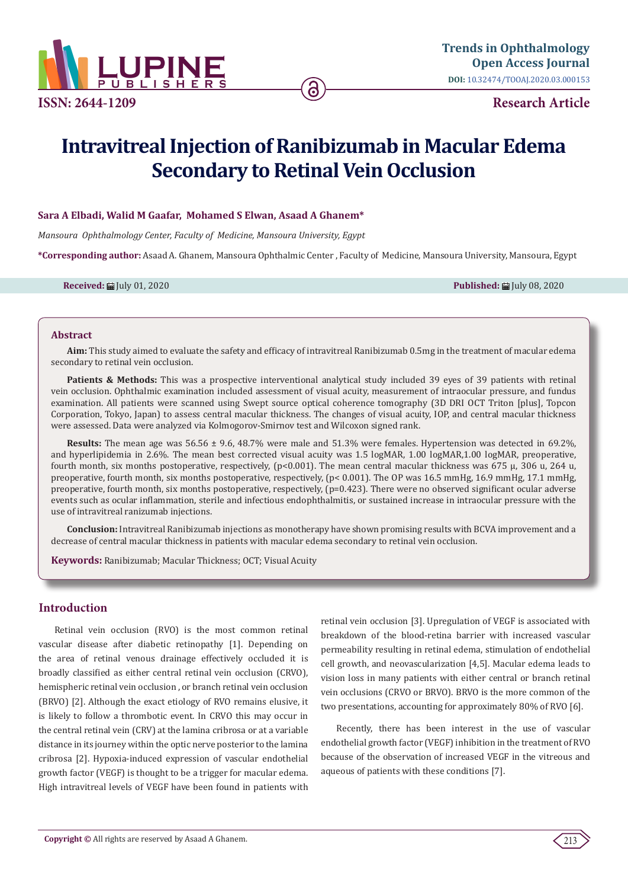Trends in Ophthalmology Open Access Journal

DOI: 10.32474/TOOAJ.2020.03.000153

ISSN: 2644-1209

Research Article

# Intravitreal Injection of Ranibizumab in Macular Edema Secondary to Retinal Vein Occlusion

**Sara A Elbadi, Walid M Gaafar, Mohamed S Elwan, Asaad A Ghanem***

*Mansoura Ophthalmology Center, Faculty of Medicine, Mansoura University, Egypt*

**\*Corresponding author:** Asaad A. Ghanem, Mansoura Ophthalmic Center , Faculty of Medicine, Mansoura University, Mansoura, Egypt

**Received:** July 01, 2020 **Published:** July 08, 2020

## Abstract

**Aim:** This study aimed to evaluate the safety and efficacy of intravitreal Ranibizumab 0.5mg in the treatment of macular edema secondary to retinal vein occlusion.

**Patients & Methods:** This was a prospective interventional analytical study included 39 eyes of 39 patients with retinal vein occlusion. Ophthalmic examination included assessment of visual acuity, measurement of intraocular pressure, and fundus examination. All patients were scanned using Swept source optical coherence tomography (3D DRI OCT Triton [plus], Topcon Corporation, Tokyo, Japan) to assess central macular thickness. The changes of visual acuity, IOP, and central macular thickness were assessed. Data were analyzed via Kolmogorov-Smirnov test and Wilcoxon signed rank.

**Results:** The mean age was 56.56 ± 9.6, 48.7% were male and 51.3% were females. Hypertension was detected in 69.2%, and hyperlipidemia in 2.6%. The mean best corrected visual acuity was 1.5 logMAR, 1.00 logMAR,1.00 logMAR, preoperative, fourth month, six months postoperative, respectively, ($p<0.001$). The mean central macular thickness was 675 μ, 306 u, 264 u, preoperative, fourth month, six months postoperative, respectively, ($p< 0.001$). The OP was 16.5 mmHg, 16.9 mmHg, 17.1 mmHg, preoperative, fourth month, six months postoperative, respectively, ($p=0.423$). There were no observed significant ocular adverse events such as ocular inflammation, sterile and infectious endophthalmitis, or sustained increase in intraocular pressure with the use of intravitreal ranizumab injections.

**Conclusion:** Intravitreal Ranibizumab injections as monotherapy have shown promising results with BCVA improvement and a decrease of central macular thickness in patients with macular edema secondary to retinal vein occlusion.

**Keywords:** Ranibizumab; Macular Thickness; OCT; Visual Acuity

## Introduction

Retinal vein occlusion (RVO) is the most common retinal vascular disease after diabetic retinopathy [1]. Depending on the area of retinal venous drainage effectively occluded it is broadly classified as either central retinal vein occlusion (CRVO), hemispheric retinal vein occlusion , or branch retinal vein occlusion (BRVO) [2]. Although the exact etiology of RVO remains elusive, it is likely to follow a thrombotic event. In CRVO this may occur in the central retinal vein (CRV) at the lamina cribrosa or at a variable distance in its journey within the optic nerve posterior to the lamina cribrosa [2]. Hypoxia-induced expression of vascular endothelial growth factor (VEGF) is thought to be a trigger for macular edema. High intravitreal levels of VEGF have been found in patients with retinal vein occlusion [3]. Upregulation of VEGF is associated with breakdown of the blood-retina barrier with increased vascular permeability resulting in retinal edema, stimulation of endothelial cell growth, and neovascularization [4,5]. Macular edema leads to vision loss in many patients with either central or branch retinal vein occlusions (CRVO or BRVO). BRVO is the more common of the two presentations, accounting for approximately 80% of RVO [6].

Recently, there has been interest in the use of vascular endothelial growth factor (VEGF) inhibition in the treatment of RVO because of the observation of increased VEGF in the vitreous and aqueous of patients with these conditions [7].

**Copyright ©** All rights are reserved by Asaad A Ghanem.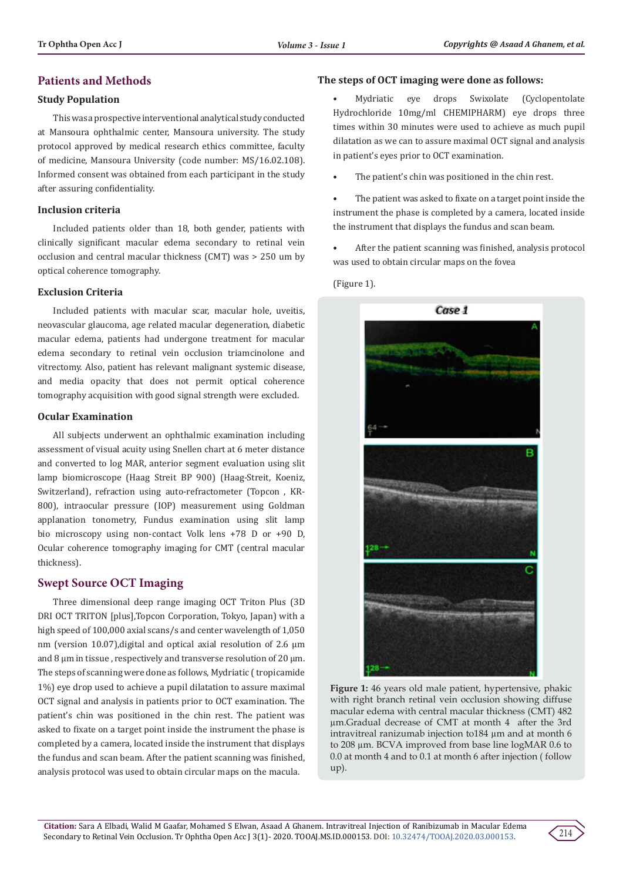## Patients and Methods

### Study Population

This was a prospective interventional analytical study conducted at Mansoura ophthalmic center, Mansoura university. The study protocol approved by medical research ethics committee, faculty of medicine, Mansoura University (code number: MS/16.02.108). Informed consent was obtained from each participant in the study after assuring confidentiality.

### Inclusion criteria

Included patients older than 18, both gender, patients with clinically significant macular edema secondary to retinal vein occlusion and central macular thickness (CMT) was > 250 um by optical coherence tomography.

### Exclusion Criteria

Included patients with macular scar, macular hole, uveitis, neovascular glaucoma, age related macular degeneration, diabetic macular edema, patients had undergone treatment for macular edema secondary to retinal vein occlusion triamcinolone and vitrectomy. Also, patient has relevant malignant systemic disease, and media opacity that does not permit optical coherence tomography acquisition with good signal strength were excluded.

### Ocular Examination

All subjects underwent an ophthalmic examination including assessment of visual acuity using Snellen chart at 6 meter distance and converted to log MAR, anterior segment evaluation using slit lamp biomicroscope (Haag Streit BP 900) (Haag-Streit, Koeniz, Switzerland), refraction using auto-refractometer (Topcon , KR-800), intraocular pressure (IOP) measurement using Goldman applanation tonometry, Fundus examination using slit lamp bio microscopy using non-contact Volk lens +78 D or +90 D, Ocular coherence tomography imaging for CMT (central macular thickness).

## Swept Source OCT Imaging

Three dimensional deep range imaging OCT Triton Plus (3D DRI OCT TRITON [plus],Topcon Corporation, Tokyo, Japan) with a high speed of 100,000 axial scans/s and center wavelength of 1,050 nm (version 10.07),digital and optical axial resolution of 2.6 µm and 8 µm in tissue , respectively and transverse resolution of 20 µm. The steps of scanning were done as follows, Mydriatic ( tropicamide 1%) eye drop used to achieve a pupil dilatation to assure maximal OCT signal and analysis in patients prior to OCT examination. The patient's chin was positioned in the chin rest. The patient was asked to fixate on a target point inside the instrument the phase is completed by a camera, located inside the instrument that displays the fundus and scan beam. After the patient scanning was finished, analysis protocol was used to obtain circular maps on the macula.

**The steps of OCT imaging were done as follows:**

- Mydriatic eye drops Swixolate (Cyclopentolate Hydrochloride 10mg/ml CHEMIPHARM) eye drops three times within 30 minutes were used to achieve as much pupil dilatation as we can to assure maximal OCT signal and analysis in patient's eyes prior to OCT examination.
- The patient's chin was positioned in the chin rest.
- The patient was asked to fixate on a target point inside the instrument the phase is completed by a camera, located inside the instrument that displays the fundus and scan beam.
- After the patient scanning was finished, analysis protocol was used to obtain circular maps on the fovea

(Figure 1).

**Figure 1:** 46 years old male patient, hypertensive, phakic with right branch retinal vein occlusion showing diffuse macular edema with central macular thickness (CMT) 482 µm.Gradual decrease of CMT at month 4 after the 3rd intravitreal ranizumab injection to184 µm and at month 6 to 208 µm. BCVA improved from base line logMAR 0.6 to 0.0 at month 4 and to 0.1 at month 6 after injection ( follow up).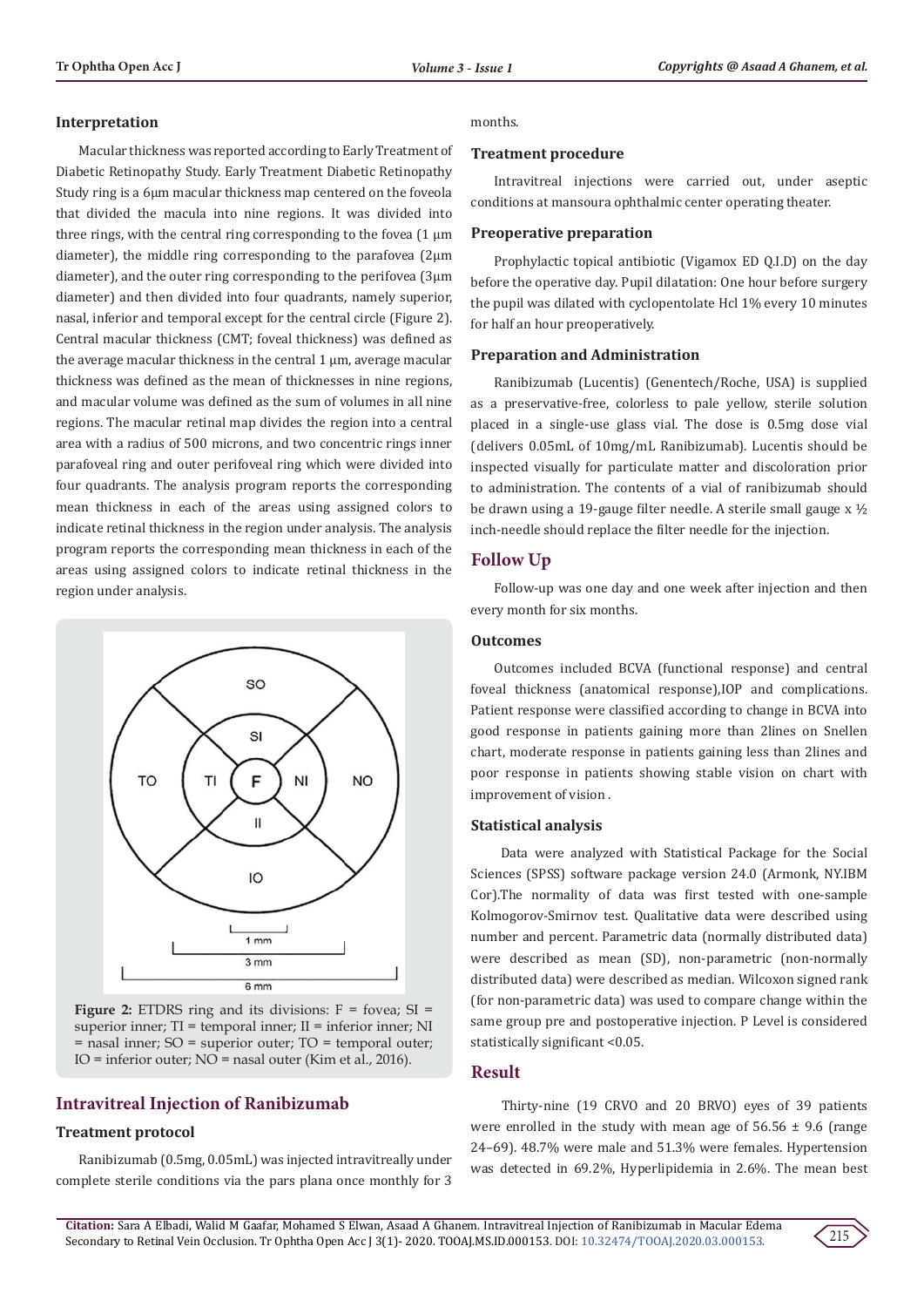### Interpretation

Macular thickness was reported according to Early Treatment of Diabetic Retinopathy Study. Early Treatment Diabetic Retinopathy Study ring is a 6µm macular thickness map centered on the foveola that divided the macula into nine regions. It was divided into three rings, with the central ring corresponding to the fovea (1 µm diameter), the middle ring corresponding to the parafovea (2µm diameter), and the outer ring corresponding to the perifovea (3µm diameter) and then divided into four quadrants, namely superior, nasal, inferior and temporal except for the central circle (Figure 2). Central macular thickness (CMT; foveal thickness) was defined as the average macular thickness in the central 1 µm, average macular thickness was defined as the mean of thicknesses in nine regions, and macular volume was defined as the sum of volumes in all nine regions. The macular retinal map divides the region into a central area with a radius of 500 microns, and two concentric rings inner parafoveal ring and outer perifoveal ring which were divided into four quadrants. The analysis program reports the corresponding mean thickness in each of the areas using assigned colors to indicate retinal thickness in the region under analysis. The analysis program reports the corresponding mean thickness in each of the areas using assigned colors to indicate retinal thickness in the region under analysis.

**Figure 2:** ETDRS ring and its divisions: F = fovea; SI = superior inner; TI = temporal inner; II = inferior inner; NI = nasal inner; SO = superior outer; TO = temporal outer; IO = inferior outer; NO = nasal outer (Kim et al., 2016).

## Intravitreal Injection of Ranibizumab

### Treatment protocol

Ranibizumab (0.5mg, 0.05mL) was injected intravitreally under complete sterile conditions via the pars plana once monthly for 3 months.

### Treatment procedure

Intravitreal injections were carried out, under aseptic conditions at mansoura ophthalmic center operating theater.

### Preoperative preparation

Prophylactic topical antibiotic (Vigamox ED Q.I.D) on the day before the operative day. Pupil dilatation: One hour before surgery the pupil was dilated with cyclopentolate Hcl 1% every 10 minutes for half an hour preoperatively.

### Preparation and Administration

Ranibizumab (Lucentis) (Genentech/Roche, USA) is supplied as a preservative-free, colorless to pale yellow, sterile solution placed in a single-use glass vial. The dose is 0.5mg dose vial (delivers 0.05mL of 10mg/mL Ranibizumab). Lucentis should be inspected visually for particulate matter and discoloration prior to administration. The contents of a vial of ranibizumab should be drawn using a 19-gauge filter needle. A sterile small gauge x ½ inch-needle should replace the filter needle for the injection.

## Follow Up

Follow-up was one day and one week after injection and then every month for six months.

### Outcomes

Outcomes included BCVA (functional response) and central foveal thickness (anatomical response),IOP and complications. Patient response were classified according to change in BCVA into good response in patients gaining more than 2lines on Snellen chart, moderate response in patients gaining less than 2lines and poor response in patients showing stable vision on chart with improvement of vision .

### Statistical analysis

Data were analyzed with Statistical Package for the Social Sciences (SPSS) software package version 24.0 (Armonk, NY.IBM Cor).The normality of data was first tested with one-sample Kolmogorov-Smirnov test. Qualitative data were described using number and percent. Parametric data (normally distributed data) were described as mean (SD), non-parametric (non-normally distributed data) were described as median. Wilcoxon signed rank (for non-parametric data) was used to compare change within the same group pre and postoperative injection. P Level is considered statistically significant <0.05.

## Result

Thirty-nine (19 CRVO and 20 BRVO) eyes of 39 patients were enrolled in the study with mean age of 56.56 ± 9.6 (range 24–69). 48.7% were male and 51.3% were females. Hypertension was detected in 69.2%, Hyperlipidemia in 2.6%. The mean best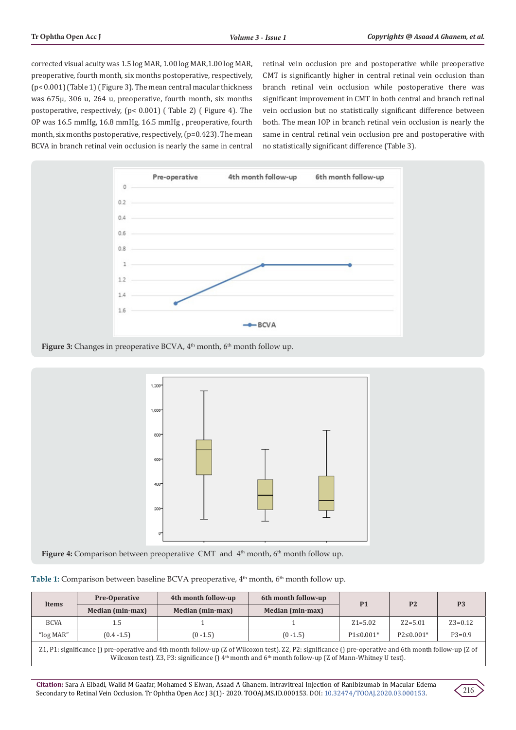corrected visual acuity was 1.5 log MAR, 1.00 log MAR,1.00 log MAR, preoperative, fourth month, six months postoperative, respectively, ($p < 0.001$) (Table 1) ( Figure 3). The mean central macular thickness was 675μ, 306 u, 264 u, preoperative, fourth month, six months postopegative, respectively, ($p < 0.001$) ( Table 2) ( Figure 4). The OP was 16.5 mmHg, 16.8 mmHg, 16.5 mmHg , preoperative, fourth month, six months postoperative, respectively, ($p=0.423$). The mean BCVA in branch retinal vein occlusion is nearly the same in central retinal vein occlusion pre and postoperative while preoperative CMT is significantly higher in central retinal vein occlusion than branch retinal vein occlusion while postoperative there was significant improvement in CMT in both central and branch retinal vein occlusion but no statistically significant difference between both. The mean IOP in branch retinal vein occlusion is nearly the same in central retinal vein occlusion pre and postoperative with no statistically significant difference (Table 3).

**Figure 3:** Changes in preoperative BCVA, 4th month, 6th month follow up.

**Figure 4:** Comparison between preoperative CMT and 4th month, 6th month follow up.

**Table 1:** Comparison between baseline BCVA preoperative, 4th month, 6th month follow up.

| Items | Pre-Operative | 4th month follow-up | 6th month follow-up | P1 | P2 | P3 |
|---|---|---|---|---|---|---|
| | Median (min-max) | Median (min-max) | Median (min-max) | | | |
| BCVA | 1.5 | 1 | 1 | Z1=5.02 | Z2=5.01 | Z3=0.12 |
| "log MAR" | (0.4 -1.5) | (0 -1.5) | (0 -1.5) | P1≤0.001* | P2≤0.001* | P3=0.9 |

Z1, P1: significance () pre-operative and 4th month follow-up (Z of Wilcoxon test). Z2, P2: significance () pre-operative and 6th month follow-up (Z of Wilcoxon test). Z3, P3: significance () 4th month and 6th month follow-up (Z of Mann-Whitney U test).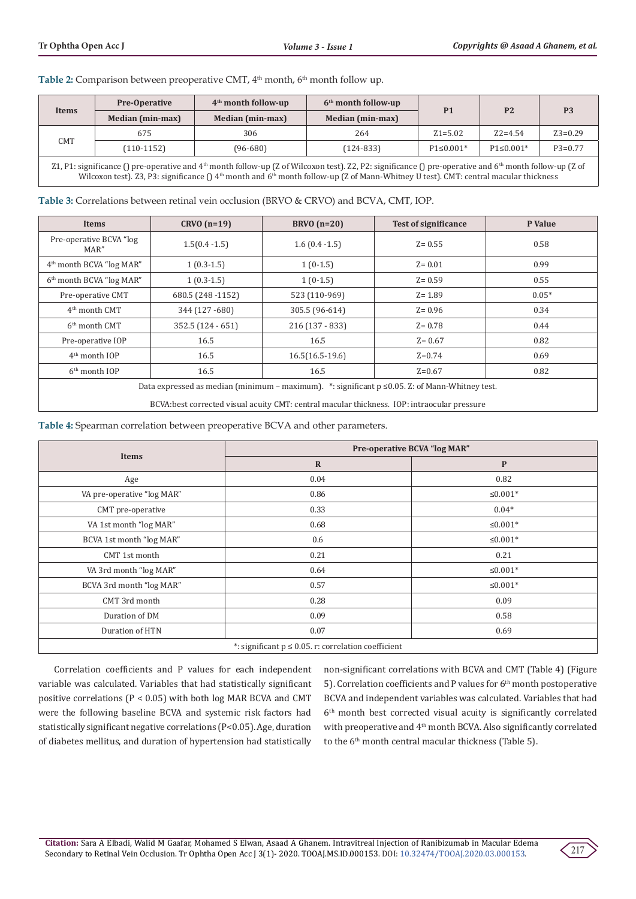**Table 2:** Comparison between preoperative CMT, 4th month, 6th month follow up.

| Items | Pre-Operative | 4th month follow-up | 6th month follow-up | P1 | P2 | P3 |
|---|---|---|---|---|---|---|
| | Median (min-max) | Median (min-max) | Median (min-max) | | | |
| CMT | 675 | 306 | 264 | Z1=5.02 | Z2=4.54 | Z3=0.29 |
| | (110-1152) | (96-680) | (124-833) | P1≤0.001* | P1≤0.001* | P3=0.77 |

Z1, P1: significance () pre-operative and 4th month follow-up (Z of Wilcoxon test). Z2, P2: significance () pre-operative and 6th month follow-up (Z of Wilcoxon test). Z3, P3: significance () 4th month and 6th month follow-up (Z of Mann-Whitney U test). CMT: central macular thickness

**Table 3:** Correlations between retinal vein occlusion (BRVO & CRVO) and BCVA, CMT, IOP.

| Items | CRVO (n=19) | BRVO (n=20) | Test of significance | P Value |
|---|---|---|---|---|
| Pre-operative BCVA "log MAR" | 1.5(0.4 -1.5) | 1.6 (0.4 -1.5) | Z= 0.55 | 0.58 |
| 4th month BCVA "log MAR" | 1 (0.3-1.5) | 1 (0-1.5) | Z= 0.01 | 0.99 |
| 6th month BCVA "log MAR" | 1 (0.3-1.5) | 1 (0-1.5) | Z= 0.59 | 0.55 |
| Pre-operative CMT | 680.5 (248 -1152) | 523 (110-969) | Z= 1.89 | 0.05* |
| 4th month CMT | 344 (127 -680) | 305.5 (96-614) | Z= 0.96 | 0.34 |
| 6th month CMT | 352.5 (124 - 651) | 216 (137 - 833) | Z= 0.78 | 0.44 |
| Pre-operative IOP | 16.5 | 16.5 | Z= 0.67 | 0.82 |
| 4th month IOP | 16.5 | 16.5(16.5-19.6) | Z=0.74 | 0.69 |
| 6th month IOP | 16.5 | 16.5 | Z=0.67 | 0.82 |

Data expressed as median (minimum – maximum). *: significant p ≤0.05. Z: of Mann-Whitney test.

BCVA:best corrected visual acuity CMT: central macular thickness. IOP: intraocular pressure

**Table 4:** Spearman correlation between preoperative BCVA and other parameters.

| Items | Pre-operative BCVA "log MAR" | |
|---|---|---|
| | R | P |
| Age | 0.04 | 0.82 |
| VA pre-operative "log MAR" | 0.86 | ≤0.001* |
| CMT pre-operative | 0.33 | 0.04* |
| VA 1st month "log MAR" | 0.68 | ≤0.001* |
| BCVA 1st month "log MAR" | 0.6 | ≤0.001* |
| CMT 1st month | 0.21 | 0.21 |
| VA 3rd month "log MAR" | 0.64 | ≤0.001* |
| BCVA 3rd month "log MAR" | 0.57 | ≤0.001* |
| CMT 3rd month | 0.28 | 0.09 |
| Duration of DM | 0.09 | 0.58 |
| Duration of HTN | 0.07 | 0.69 |

*: significant p ≤ 0.05. r: correlation coefficient

Correlation coefficients and P values for each independent variable was calculated. Variables that had statistically significant positive correlations (P < 0.05) with both log MAR BCVA and CMT were the following baseline BCVA and systemic risk factors had statistically significant negative correlations (P<0.05). Age, duration of diabetes mellitus, and duration of hypertension had statistically non-significant correlations with BCVA and CMT (Table 4) (Figure 5). Correlation coefficients and P values for 6th month postoperative BCVA and independent variables was calculated. Variables that had 6th month best corrected visual acuity is significantly correlated with preoperative and 4th month BCVA. Also significantly correlated to the 6th month central macular thickness (Table 5).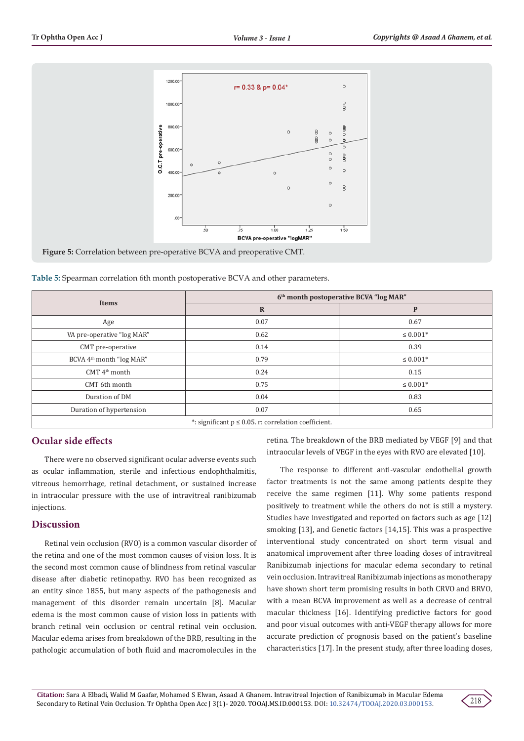Figure 5: Correlation between pre-operative BCVA and preoperative CMT.

Table 5: Spearman correlation 6th month postoperative BCVA and other parameters.

| Items | 6th month postoperative BCVA "log MAR" | |
|---|---|---|
| | R | P |
| Age | 0.07 | 0.67 |
| VA pre-operative "log MAR" | 0.62 | ≤ 0.001* |
| CMT pre-operative | 0.14 | 0.39 |
| BCVA 4th month "log MAR" | 0.79 | ≤ 0.001* |
| CMT 4th month | 0.24 | 0.15 |
| CMT 6th month | 0.75 | ≤ 0.001* |
| Duration of DM | 0.04 | 0.83 |
| Duration of hypertension | 0.07 | 0.65 |

*: significant p ≤ 0.05. r: correlation coefficient.

## Ocular side effects

There were no observed significant ocular adverse events such as ocular inflammation, sterile and infectious endophthalmitis, vitreous hemorrhage, retinal detachment, or sustained increase in intraocular pressure with the use of intravitreal ranibizumab injections.

## Discussion

Retinal vein occlusion (RVO) is a common vascular disorder of the retina and one of the most common causes of vision loss. It is the second most common cause of blindness from retinal vascular disease after diabetic retinopathy. RVO has been recognized as an entity since 1855, but many aspects of the pathogenesis and management of this disorder remain uncertain [8]. Macular edema is the most common cause of vision loss in patients with branch retinal vein occlusion or central retinal vein occlusion. Macular edema arises from breakdown of the BRB, resulting in the pathologic accumulation of both fluid and macromolecules in the retina. The breakdown of the BRB mediated by VEGF [9] and that intraocular levels of VEGF in the eyes with RVO are elevated [10].

The response to different anti-vascular endothelial growth factor treatments is not the same among patients despite they receive the same regimen [11]. Why some patients respond positively to treatment while the others do not is still a mystery. Studies have investigated and reported on factors such as age [12] smoking [13], and Genetic factors [14,15]. This was a prospective interventional study concentrated on short term visual and anatomical improvement after three loading doses of intravitreal Ranibizumab injections for macular edema secondary to retinal vein occlusion. Intravitreal Ranibizumab injections as monotherapy have shown short term promising results in both CRVO and BRVO, with a mean BCVA improvement as well as a decrease of central macular thickness [16]. Identifying predictive factors for good and poor visual outcomes with anti-VEGF therapy allows for more accurate prediction of prognosis based on the patient's baseline characteristics [17]. In the present study, after three loading doses,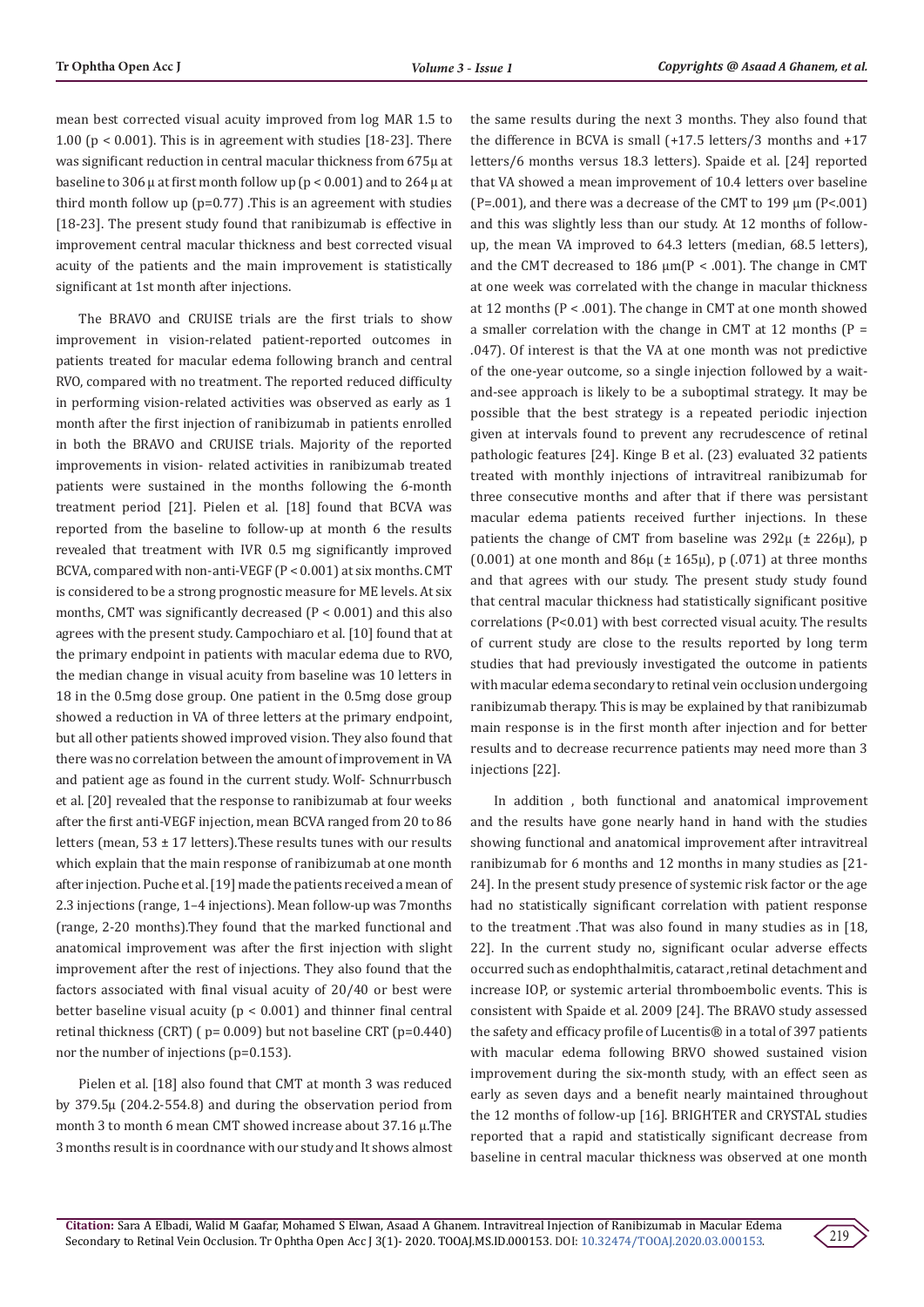mean best corrected visual acuity improved from log MAR 1.5 to 1.00 ($p < 0.001$). This is in agreement with studies [18-23]. There was significant reduction in central macular thickness from 675μ at baseline to 306 μ at first month follow up ($p < 0.001$) and to 264 μ at third month follow up (p=0.77) .This is an agreement with studies [18-23]. The present study found that ranibizumab is effective in improvement central macular thickness and best corrected visual acuity of the patients and the main improvement is statistically significant at 1st month after injections.

The BRAVO and CRUISE trials are the first trials to show improvement in vision-related patient-reported outcomes in patients treated for macular edema following branch and central RVO, compared with no treatment. The reported reduced difficulty in performing vision-related activities was observed as early as 1 month after the first injection of ranibizumab in patients enrolled in both the BRAVO and CRUISE trials. Majority of the reported improvements in vision- related activities in ranibizumab treated patients were sustained in the months following the 6-month treatment period [21]. Pielen et al. [18] found that BCVA was reported from the baseline to follow-up at month 6 the results revealed that treatment with IVR 0.5 mg significantly improved BCVA, compared with non-anti-VEGF ($P < 0.001$) at six months. CMT is considered to be a strong prognostic measure for ME levels. At six months, CMT was significantly decreased ($P < 0.001$) and this also agrees with the present study. Campochiaro et al. [10] found that at the primary endpoint in patients with macular edema due to RVO, the median change in visual acuity from baseline was 10 letters in 18 in the 0.5mg dose group. One patient in the 0.5mg dose group showed a reduction in VA of three letters at the primary endpoint, but all other patients showed improved vision. They also found that there was no correlation between the amount of improvement in VA and patient age as found in the current study. Wolf- Schnurrbusch et al. [20] revealed that the response to ranibizumab at four weeks after the first anti-VEGF injection, mean BCVA ranged from 20 to 86 letters (mean, 53 ± 17 letters).These results tunes with our results which explain that the main response of ranibizumab at one month after injection. Puche et al. [19] made the patients received a mean of 2.3 injections (range, 1–4 injections). Mean follow-up was 7months (range, 2-20 months).They found that the marked functional and anatomical improvement was after the first injection with slight improvement after the rest of injections. They also found that the factors associated with final visual acuity of 20/40 or best were better baseline visual acuity ($p < 0.001$) and thinner final central retinal thickness (CRT) ( p= 0.009) but not baseline CRT (p=0.440) nor the number of injections (p=0.153).

Pielen et al. [18] also found that CMT at month 3 was reduced by 379.5μ (204.2-554.8) and during the observation period from month 3 to month 6 mean CMT showed increase about 37.16 μ.The 3 months result is in coordnance with our study and It shows almost the same results during the next 3 months. They also found that the difference in BCVA is small (+17.5 letters/3 months and +17 letters/6 months versus 18.3 letters). Spaide et al. [24] reported that VA showed a mean improvement of 10.4 letters over baseline (P=.001), and there was a decrease of the CMT to 199 μm (P<.001) and this was slightly less than our study. At 12 months of follow-up, the mean VA improved to 64.3 letters (median, 68.5 letters), and the CMT decreased to 186 μm($P < .001$). The change in CMT at one week was correlated with the change in macular thickness at 12 months ($P < .001$). The change in CMT at one month showed a smaller correlation with the change in CMT at 12 months (P = .047). Of interest is that the VA at one month was not predictive of the one-year outcome, so a single injection followed by a wait-and-see approach is likely to be a suboptimal strategy. It may be possible that the best strategy is a repeated periodic injection given at intervals found to prevent any recrudescence of retinal pathologic features [24]. Kinge B et al. (23) evaluated 32 patients treated with monthly injections of intravitreal ranibizumab for three consecutive months and after that if there was persistant macular edema patients received further injections. In these patients the change of CMT from baseline was 292μ (± 226μ), p (0.001) at one month and 86μ (± 165μ), p (.071) at three months and that agrees with our study. The present study study found that central macular thickness had statistically significant positive correlations (P<0.01) with best corrected visual acuity. The results of current study are close to the results reported by long term studies that had previously investigated the outcome in patients with macular edema secondary to retinal vein occlusion undergoing ranibizumab therapy. This is may be explained by that ranibizumab main response is in the first month after injection and for better results and to decrease recurrence patients may need more than 3 injections [22].

In addition , both functional and anatomical improvement and the results have gone nearly hand in hand with the studies showing functional and anatomical improvement after intravitreal ranibizumab for 6 months and 12 months in many studies as [21-24]. In the present study presence of systemic risk factor or the age had no statistically significant correlation with patient response to the treatment .That was also found in many studies as in [18, 22]. In the current study no, significant ocular adverse effects occurred such as endophthalmitis, cataract ,retinal detachment and increase IOP, or systemic arterial thromboembolic events. This is consistent with Spaide et al. 2009 [24]. The BRAVO study assessed the safety and efficacy profile of Lucentis® in a total of 397 patients with macular edema following BRVO showed sustained vision improvement during the six-month study, with an effect seen as early as seven days and a benefit nearly maintained throughout the 12 months of follow-up [16]. BRIGHTER and CRYSTAL studies reported that a rapid and statistically significant decrease from baseline in central macular thickness was observed at one month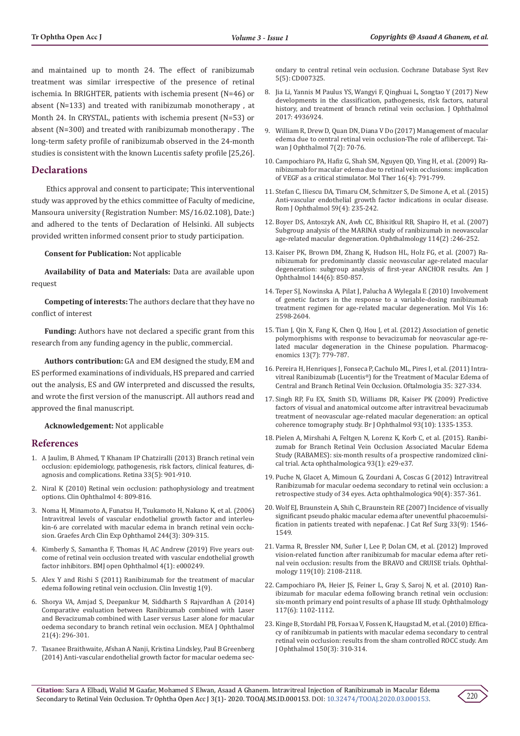and maintained up to month 24. The effect of ranibizumab treatment was similar irrespective of the presence of retinal ischemia. In BRIGHTER, patients with ischemia present (N=46) or absent (N=133) and treated with ranibizumab monotherapy , at Month 24. In CRYSTAL, patients with ischemia present (N=53) or absent (N=300) and treated with ranibizumab monotherapy . The long-term safety profile of ranibizumab observed in the 24-month studies is consistent with the known Lucentis safety profile [25,26].

## Declarations

Ethics approval and consent to participate; This interventional study was approved by the ethics committee of Faculty of medicine, Mansoura university (Registration Number: MS/16.02.108), Date:) and adhered to the tents of Declaration of Helsinki. All subjects provided written informed consent prior to study participation.

**Consent for Publication:** Not applicable

**Availability of Data and Materials:** Data are available upon request

**Competing of interests:** The authors declare that they have no conflict of interest

**Funding:** Authors have not declared a specific grant from this research from any funding agency in the public, commercial.

**Authors contribution:** GA and EM designed the study, EM and ES performed examinations of individuals, HS prepared and carried out the analysis, ES and GW interpreted and discussed the results, and wrote the first version of the manuscript. All authors read and approved the final manuscript.

**Acknowledgement:** Not applicable

## References

1. A Jaulim, B Ahmed, T Khanam IP Chatziralli (2013) Branch retinal vein occlusion: epidemiology, pathogenesis, risk factors, clinical features, diagnosis and complications. Retina 33(5): 901-910.
2. Niral K (2010) Retinal vein occlusion: pathophysiology and treatment options. Clin Ophthalmol 4: 809-816.
3. Noma H, Minamoto A, Funatsu H, Tsukamoto H, Nakano K, et al. (2006) Intravitreal levels of vascular endothelial growth factor and interleukin-6 are correlated with macular edema in branch retinal vein occlusion. Graefes Arch Clin Exp Ophthamol 244(3): 309-315.
4. Kimberly S, Samantha F, Thomas H, AC Andrew (2019) Five years outcome of retinal vein occlusion treated with vascular endothelial growth factor inhibitors. BMJ open Ophthalmol 4(1): e000249.
5. Alex Y and Rishi S (2011) Ranibizumab for the treatment of macular edema following retinal vein occlusion. Clin Investig 1(9).
6. Shorya VA, Amjad S, Deepankur M, Siddharth S Rajvardhan A (2014) Comparative evaluation between Ranibizumab combined with Laser and Bevacizumab combined with Laser versus Laser alone for macular oedema secondary to branch retinal vein occlusion. MEA J Ophthalmol 21(4): 296-301.
7. Tasanee Braithwaite, Afshan A Nanji, Kristina Lindsley, Paul B Greenberg (2014) Anti-vascular endothelial growth factor for macular oedema secondary to central retinal vein occlusion. Cochrane Database Syst Rev 5(5): CD007325.
8. Jia Li, Yannis M Paulus YS, Wangyi F, Qinghuai L, Songtao Y (2017) New developments in the classification, pathogenesis, risk factors, natural history, and treatment of branch retinal vein occlusion. J Ophthalmol 2017: 4936924.
9. William R, Drew D, Quan DN, Diana V Do (2017) Management of macular edema due to central retinal vein occlusion-The role of aflibercept. Taiwan J Ophthalmol 7(2): 70-76.
10. Campochiaro PA, Hafiz G, Shah SM, Nguyen QD, Ying H, et al. (2009) Ranibizumab for macular edema due to retinal vein occlusions: implication of VEGF as a critical stimulator. Mol Ther 16(4): 791-799.
11. Stefan C, Iliescu DA, Timaru CM, Schmitzer S, De Simone A, et al. (2015) Anti-vascular endothelial growth factor indications in ocular disease. Rom J Ophthalmol 59(4): 235-242.
12. Boyer DS, Antoszyk AN, Awh CC, Bhisitkul RB, Shapiro H, et al. (2007) Subgroup analysis of the MARINA study of ranibizumab in neovascular age-related macular degeneration. Ophthalmology 114(2) :246-252.
13. Kaiser PK, Brown DM, Zhang K, Hudson HL, Holz FG, et al. (2007) Ranibizumab for predominantly classic neovascular age-related macular degeneration: subgroup analysis of first-year ANCHOR results. Am J Ophthalmol 144(6): 850-857.
14. Teper SJ, Nowinska A, Pilat J, Palucha A Wylegala E (2010) Involvement of genetic factors in the response to a variable-dosing ranibizumab treatment regimen for age-related macular degeneration. Mol Vis 16: 2598-2604.
15. Tian J, Qin X, Fang K, Chen Q, Hou J, et al. (2012) Association of genetic polymorphisms with response to bevacizumab for neovascular age-related macular degeneration in the Chinese population. Pharmacogenomics 13(7): 779-787.
16. Pereira H, Henriques J, Fonseca P, Cachulo ML, Pires I, et al. (2011) Intravitreal Ranibizumab (Lucentis®) for the Treatment of Macular Edema of Central and Branch Retinal Vein Occlusion. Oftalmologia 35: 327-334.
17. Singh RP, Fu EX, Smith SD, Williams DR, Kaiser PK (2009) Predictive factors of visual and anatomical outcome after intravitreal bevacizumab treatment of neovascular age-related macular degeneration: an optical coherence tomography study. Br J Ophthalmol 93(10): 1335-1353.
18. Pielen A, Mirshahi A, Feltgen N, Lorenz K, Korb C, et al. (2015). Ranibizumab for Branch Retinal Vein Occlusion Associated Macular Edema Study (RABAMES): six-month results of a prospective randomized clinical trial. Acta ophthalmologica 93(1): e29-e37.
19. Puche N, Glacet A, Mimoun G, Zourdani A, Coscas G (2012) Intravitreal Ranibizumab for macular oedema secondary to retinal vein occlusion: a retrospective study of 34 eyes. Acta ophthalmologica 90(4): 357-361.
20. Wolf EJ, Braunstein A, Shih C, Braunstein RE (2007) Incidence of visually significant pseudo phakic macular edema after uneventful phacoemulsification in patients treated with nepafenac. J Cat Ref Surg 33(9): 1546-1549.
21. Varma R, Bressler NM, Suñer I, Lee P, Dolan CM, et al. (2012) Improved vision-related function after ranibizumab for macular edema after retinal vein occlusion: results from the BRAVO and CRUISE trials. Ophthalmology 119(10): 2108-2118.
22. Campochiaro PA, Heier JS, Feiner L, Gray S, Saroj N, et al. (2010) Ranibizumab for macular edema following branch retinal vein occlusion: six-month primary end point results of a phase III study. Ophthalmology 117(6): 1102-1112.
23. Kinge B, Stordahl PB, Forsaa V, Fossen K, Haugstad M, et al. (2010) Efficacy of ranibizumab in patients with macular edema secondary to central retinal vein occlusion: results from the sham controlled ROCC study. Am J Ophthalmol 150(3): 310-314.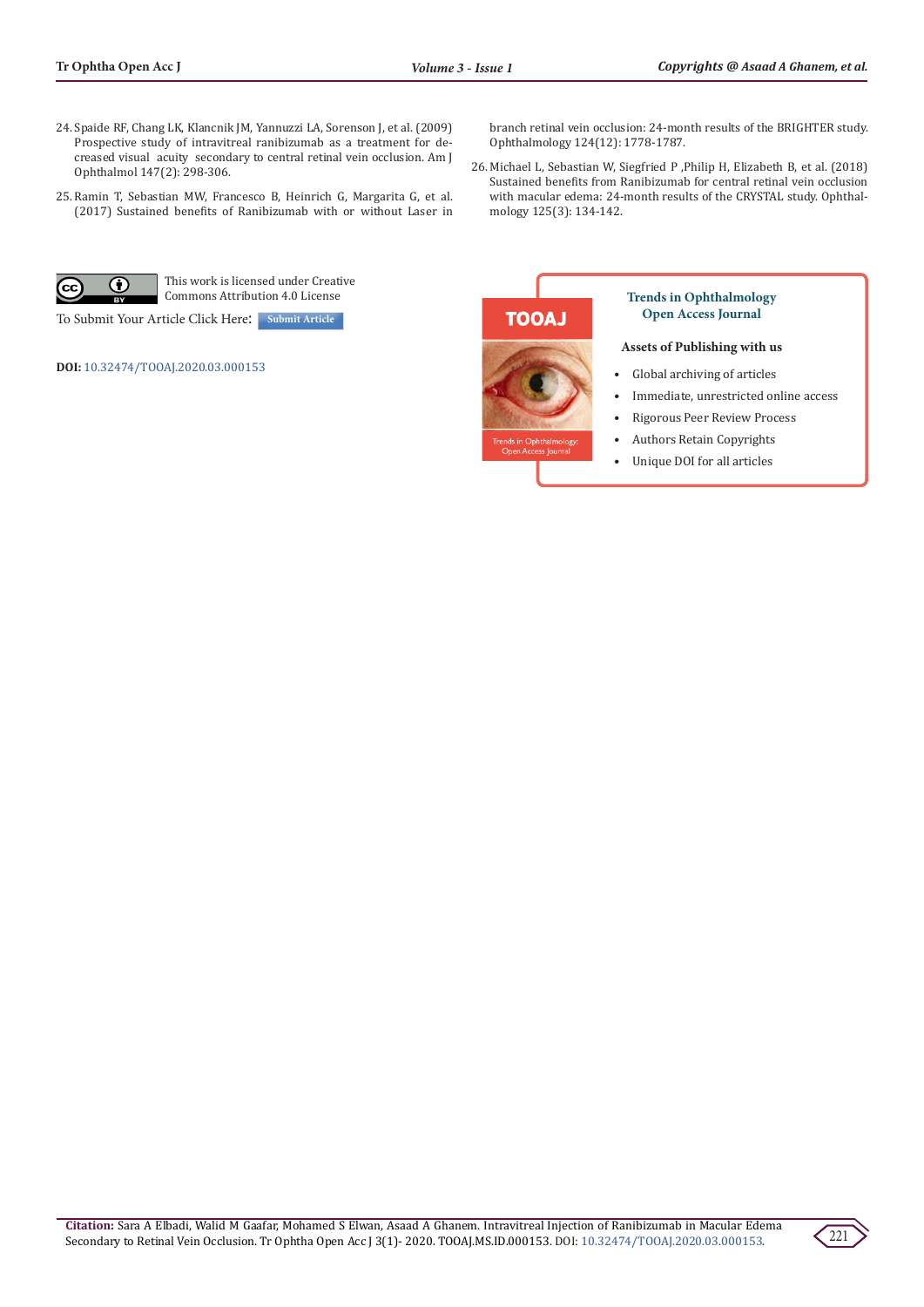24. Spaide RF, Chang LK, Klancnik JM, Yannuzzi LA, Sorenson J, et al. (2009) Prospective study of intravitreal ranibizumab as a treatment for decreased visual acuity secondary to central retinal vein occlusion. Am J Ophthalmol 147(2): 298-306.

25. Ramin T, Sebastian MW, Francesco B, Heinrich G, Margarita G, et al. (2017) Sustained benefits of Ranibizumab with or without Laser in branch retinal vein occlusion: 24-month results of the BRIGHTER study. Ophthalmology 124(12): 1778-1787.

26. Michael L, Sebastian W, Siegfried P ,Philip H, Elizabeth B, et al. (2018) Sustained benefits from Ranibizumab for central retinal vein occlusion with macular edema: 24-month results of the CRYSTAL study. Ophthalmology 125(3): 134-142.

This work is licensed under Creative Commons Attribution 4.0 License

To Submit Your Article Click Here: Submit Article

**DOI:** 10.32474/TOOAJ.2020.03.000153

TOOAJ

Trends in Ophthalmology: Open Access Journal

**Trends in Ophthalmology Open Access Journal**

**Assets of Publishing with us**

- Global archiving of articles
- Immediate, unrestricted online access
- Rigorous Peer Review Process
- Authors Retain Copyrights
- Unique DOI for all articles

**Citation:** Sara A Elbadi, Walid M Gaafar, Mohamed S Elwan, Asaad A Ghanem. Intravitreal Injection of Ranibizumab in Macular Edema Secondary to Retinal Vein Occlusion. Tr Ophtha Open Acc J 3(1)- 2020. TOOAJ.MS.ID.000153. DOI: 10.32474/TOOAJ.2020.03.000153.